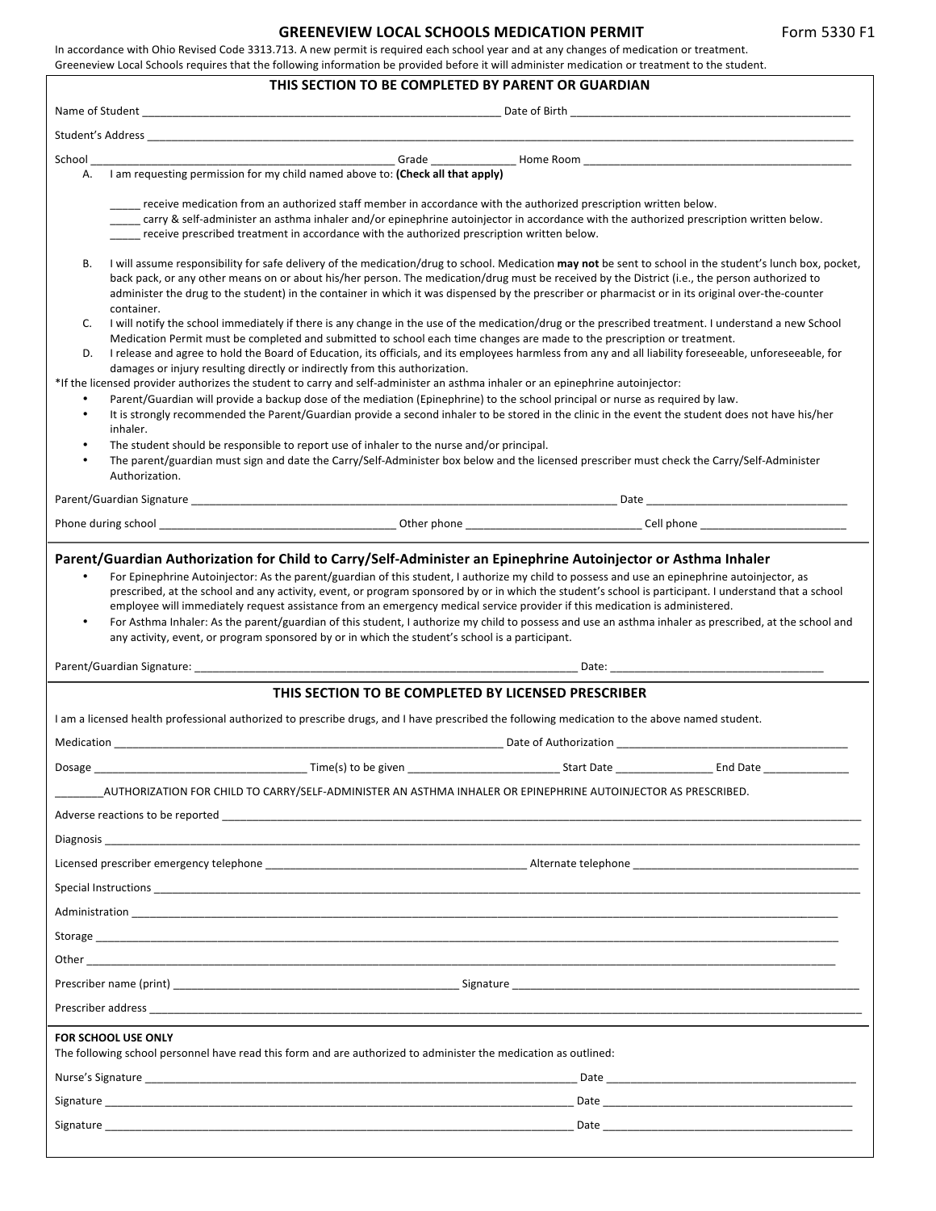# GREENEVIEW LOCAL SCHOOLS MEDICATION PERMIT

Form 5330 F1

In accordance with Ohio Revised Code 3313.713. A new permit is required each school year and at any changes of medication or treatment. Greeneview Local Schools requires that the following information be provided before it will administer medication or treatment to the student.

## THIS SECTION TO BE COMPLETED BY PARENT OR GUARDIAN

Name of Student ____________________________________________ Date of Birth ____________________________________

Student's Address ________________________________________________________________________________________

School ________________________________ Grade __________ Home Room ____________________________________

A. I am requesting permission for my child named above to: **(Check all that apply)**

_____ receive medication from an authorized staff member in accordance with the authorized prescription written below.
_____ carry & self-administer an asthma inhaler and/or epinephrine autoinjector in accordance with the authorized prescription written below.
_____ receive prescribed treatment in accordance with the authorized prescription written below.

B. I will assume responsibility for safe delivery of the medication/drug to school. Medication **may not** be sent to school in the student's lunch box, pocket, back pack, or any other means on or about his/her person. The medication/drug must be received by the District (i.e., the person authorized to administer the drug to the student) in the container in which it was dispensed by the prescriber or pharmacist or in its original over-the-counter container.

C. I will notify the school immediately if there is any change in the use of the medication/drug or the prescribed treatment. I understand a new School Medication Permit must be completed and submitted to school each time changes are made to the prescription or treatment.

D. I release and agree to hold the Board of Education, its officials, and its employees harmless from any and all liability foreseeable, unforeseeable, for damages or injury resulting directly or indirectly from this authorization.

*If the licensed provider authorizes the student to carry and self-administer an asthma inhaler or an epinephrine autoinjector:

- Parent/Guardian will provide a backup dose of the mediation (Epinephrine) to the school principal or nurse as required by law.
- It is strongly recommended the Parent/Guardian provide a second inhaler to be stored in the clinic in the event the student does not have his/her inhaler.
- The student should be responsible to report use of inhaler to the nurse and/or principal.
- The parent/guardian must sign and date the Carry/Self-Administer box below and the licensed prescriber must check the Carry/Self-Administer Authorization.

Parent/Guardian Signature ________________________________________________ Date ______________________

Phone during school __________________________ Other phone ____________________ Cell phone ________________

## Parent/Guardian Authorization for Child to Carry/Self-Administer an Epinephrine Autoinjector or Asthma Inhaler

- For Epinephrine Autoinjector: As the parent/guardian of this student, I authorize my child to possess and use an epinephrine autoinjector, as prescribed, at the school and any activity, event, or program sponsored by or in which the student's school is participant. I understand that a school employee will immediately request assistance from an emergency medical service provider if this medication is administered.
- For Asthma Inhaler: As the parent/guardian of this student, I authorize my child to possess and use an asthma inhaler as prescribed, at the school and any activity, event, or program sponsored by or in which the student's school is a participant.

Parent/Guardian Signature: ____________________________________________ Date: ______________________

## THIS SECTION TO BE COMPLETED BY LICENSED PRESCRIBER

I am a licensed health professional authorized to prescribe drugs, and I have prescribed the following medication to the above named student.

Medication ____________________________________________ Date of Authorization __________________________

Dosage ______________________ Time(s) to be given ________________ Start Date __________ End Date __________

________AUTHORIZATION FOR CHILD TO CARRY/SELF-ADMINISTER AN ASTHMA INHALER OR EPINEPHRINE AUTOINJECTOR AS PRESCRIBED.

Adverse reactions to be reported ____________________________________________________________________

Diagnosis ______________________________________________________________________________________

Licensed prescriber emergency telephone ____________________________ Alternate telephone __________________

Special Instructions _______________________________________________________________________________

Administration ___________________________________________________________________________________

Storage ________________________________________________________________________________________

Other __________________________________________________________________________________________

Prescriber name (print) ______________________________ Signature _______________________________________

Prescriber address ________________________________________________________________________________

**FOR SCHOOL USE ONLY**

The following school personnel have read this form and are authorized to administer the medication as outlined:

Nurse's Signature _______________________________________________ Date ____________________________

Signature ______________________________________________________ Date ____________________________

Signature ______________________________________________________ Date ____________________________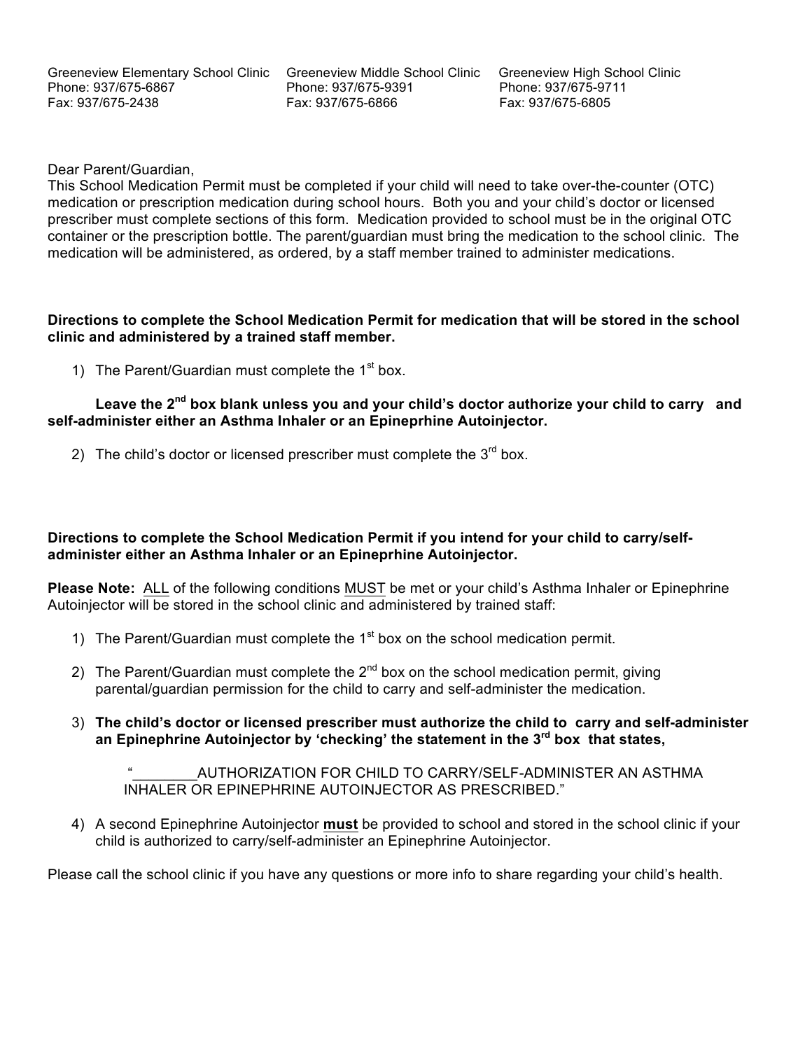Greeneview Elementary School Clinic
Phone: 937/675-6867
Fax: 937/675-2438

Greeneview Middle School Clinic
Phone: 937/675-9391
Fax: 937/675-6866

Greeneview High School Clinic
Phone: 937/675-9711
Fax: 937/675-6805

Dear Parent/Guardian,
This School Medication Permit must be completed if your child will need to take over-the-counter (OTC) medication or prescription medication during school hours. Both you and your child's doctor or licensed prescriber must complete sections of this form. Medication provided to school must be in the original OTC container or the prescription bottle. The parent/guardian must bring the medication to the school clinic. The medication will be administered, as ordered, by a staff member trained to administer medications.

**Directions to complete the School Medication Permit for medication that will be stored in the school clinic and administered by a trained staff member.**

1) The Parent/Guardian must complete the 1st box.

**Leave the 2nd box blank unless you and your child's doctor authorize your child to carry and self-administer either an Asthma Inhaler or an Epineprhine Autoinjector.**

2) The child's doctor or licensed prescriber must complete the 3rd box.

**Directions to complete the School Medication Permit if you intend for your child to carry/self-administer either an Asthma Inhaler or an Epineprhine Autoinjector.**

**Please Note:** ALL of the following conditions MUST be met or your child's Asthma Inhaler or Epinephrine Autoinjector will be stored in the school clinic and administered by trained staff:

1) The Parent/Guardian must complete the 1st box on the school medication permit.
2) The Parent/Guardian must complete the 2nd box on the school medication permit, giving parental/guardian permission for the child to carry and self-administer the medication.
3) **The child's doctor or licensed prescriber must authorize the child to carry and self-administer an Epinephrine Autoinjector by 'checking' the statement in the 3rd box that states,**

   "________AUTHORIZATION FOR CHILD TO CARRY/SELF-ADMINISTER AN ASTHMA INHALER OR EPINEPHRINE AUTOINJECTOR AS PRESCRIBED."

4) A second Epinephrine Autoinjector **must** be provided to school and stored in the school clinic if your child is authorized to carry/self-administer an Epinephrine Autoinjector.

Please call the school clinic if you have any questions or more info to share regarding your child's health.